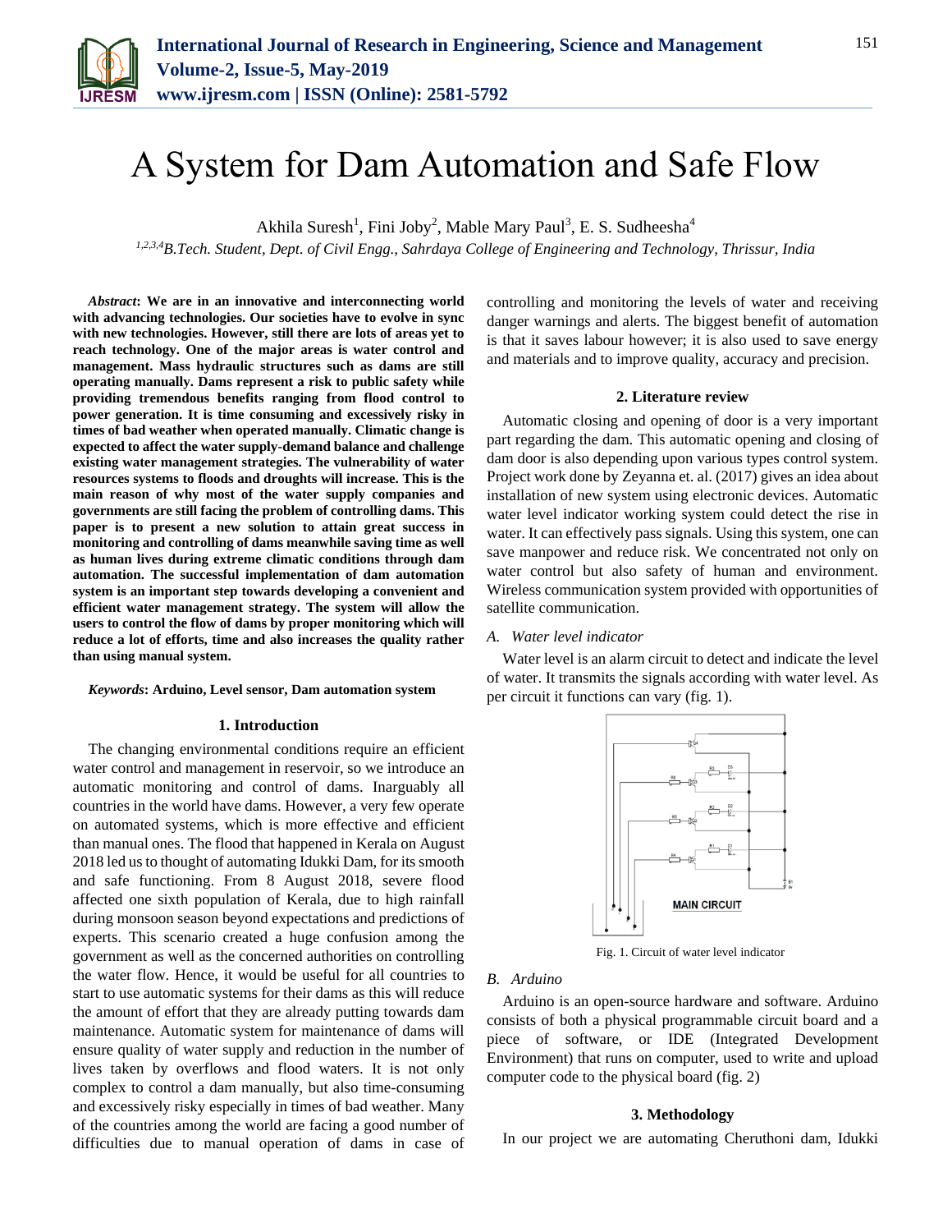// Omit journal header (running). Title etc.

# A System for Dam Automation and Safe Flow

Akhila Suresh[1], Fini Joby[2], Mable Mary Paul[3], E. S. Sudheesha[4]

[1,2,3,4]*B.Tech. Student, Dept. of Civil Engg., Sahrdaya College of Engineering and Technology, Thrissur, India*

***Abstract*: We are in an innovative and interconnecting world with advancing technologies. Our societies have to evolve in sync with new technologies. However, still there are lots of areas yet to reach technology. One of the major areas is water control and management. Mass hydraulic structures such as dams are still operating manually. Dams represent a risk to public safety while providing tremendous benefits ranging from flood control to power generation. It is time consuming and excessively risky in times of bad weather when operated manually. Climatic change is expected to affect the water supply-demand balance and challenge existing water management strategies. The vulnerability of water resources systems to floods and droughts will increase. This is the main reason of why most of the water supply companies and governments are still facing the problem of controlling dams. This paper is to present a new solution to attain great success in monitoring and controlling of dams meanwhile saving time as well as human lives during extreme climatic conditions through dam automation. The successful implementation of dam automation system is an important step towards developing a convenient and efficient water management strategy. The system will allow the users to control the flow of dams by proper monitoring which will reduce a lot of efforts, time and also increases the quality rather than using manual system.**

***Keywords*: Arduino, Level sensor, Dam automation system**

## 1. Introduction

The changing environmental conditions require an efficient water control and management in reservoir, so we introduce an automatic monitoring and control of dams. Inarguably all countries in the world have dams. However, a very few operate on automated systems, which is more effective and efficient than manual ones. The flood that happened in Kerala on August 2018 led us to thought of automating Idukki Dam, for its smooth and safe functioning. From 8 August 2018, severe flood affected one sixth population of Kerala, due to high rainfall during monsoon season beyond expectations and predictions of experts. This scenario created a huge confusion among the government as well as the concerned authorities on controlling the water flow. Hence, it would be useful for all countries to start to use automatic systems for their dams as this will reduce the amount of effort that they are already putting towards dam maintenance. Automatic system for maintenance of dams will ensure quality of water supply and reduction in the number of lives taken by overflows and flood waters. It is not only complex to control a dam manually, but also time-consuming and excessively risky especially in times of bad weather. Many of the countries among the world are facing a good number of difficulties due to manual operation of dams in case of controlling and monitoring the levels of water and receiving danger warnings and alerts. The biggest benefit of automation is that it saves labour however; it is also used to save energy and materials and to improve quality, accuracy and precision.

## 2. Literature review

Automatic closing and opening of door is a very important part regarding the dam. This automatic opening and closing of dam door is also depending upon various types control system. Project work done by Zeyanna et. al. (2017) gives an idea about installation of new system using electronic devices. Automatic water level indicator working system could detect the rise in water. It can effectively pass signals. Using this system, one can save manpower and reduce risk. We concentrated not only on water control but also safety of human and environment. Wireless communication system provided with opportunities of satellite communication.

### *A. Water level indicator*

Water level is an alarm circuit to detect and indicate the level of water. It transmits the signals according with water level. As per circuit it functions can vary (fig. 1).

Fig. 1. Circuit of water level indicator

### *B. Arduino*

Arduino is an open-source hardware and software. Arduino consists of both a physical programmable circuit board and a piece of software, or IDE (Integrated Development Environment) that runs on computer, used to write and upload computer code to the physical board (fig. 2)

## 3. Methodology

In our project we are automating Cheruthoni dam, Idukki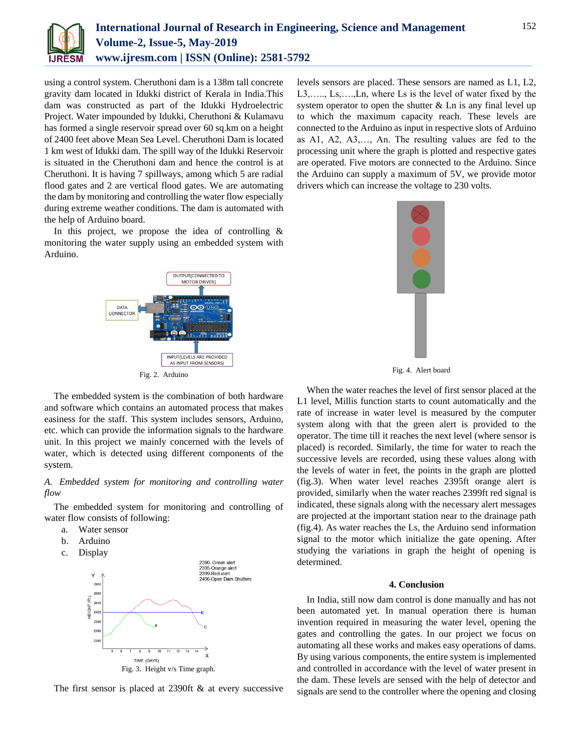using a control system. Cheruthoni dam is a 138m tall concrete gravity dam located in Idukki district of Kerala in India.This dam was constructed as part of the Idukki Hydroelectric Project. Water impounded by Idukki, Cheruthoni & Kulamavu has formed a single reservoir spread over 60 sq.km on a height of 2400 feet above Mean Sea Level. Cheruthoni Dam is located 1 km west of Idukki dam. The spill way of the Idukki Reservoir is situated in the Cheruthoni dam and hence the control is at Cheruthoni. It is having 7 spillways, among which 5 are radial flood gates and 2 are vertical flood gates. We are automating the dam by monitoring and controlling the water flow especially during extreme weather conditions. The dam is automated with the help of Arduino board.

In this project, we propose the idea of controlling & monitoring the water supply using an embedded system with Arduino.

Fig. 2. Arduino

The embedded system is the combination of both hardware and software which contains an automated process that makes easiness for the staff. This system includes sensors, Arduino, etc. which can provide the information signals to the hardware unit. In this project we mainly concerned with the levels of water, which is detected using different components of the system.

*A. Embedded system for monitoring and controlling water flow*

The embedded system for monitoring and controlling of water flow consists of following:

a. Water sensor
b. Arduino
c. Display

Fig. 3. Height v/s Time graph.

The first sensor is placed at 2390ft & at every successive levels sensors are placed. These sensors are named as L1, L2, L3,….., Ls,….,Ln, where Ls is the level of water fixed by the system operator to open the shutter & Ln is any final level up to which the maximum capacity reach. These levels are connected to the Arduino as input in respective slots of Arduino as A1, A2, A3,…, An. The resulting values are fed to the processing unit where the graph is plotted and respective gates are operated. Five motors are connected to the Arduino. Since the Arduino can supply a maximum of 5V, we provide motor drivers which can increase the voltage to 230 volts.

Fig. 4. Alert board

When the water reaches the level of first sensor placed at the L1 level, Millis function starts to count automatically and the rate of increase in water level is measured by the computer system along with that the green alert is provided to the operator. The time till it reaches the next level (where sensor is placed) is recorded. Similarly, the time for water to reach the successive levels are recorded, using these values along with the levels of water in feet, the points in the graph are plotted (fig.3). When water level reaches 2395ft orange alert is provided, similarly when the water reaches 2399ft red signal is indicated, these signals along with the necessary alert messages are projected at the important station near to the drainage path (fig.4). As water reaches the Ls, the Arduino send information signal to the motor which initialize the gate opening. After studying the variations in graph the height of opening is determined.

## 4. Conclusion

In India, still now dam control is done manually and has not been automated yet. In manual operation there is human invention required in measuring the water level, opening the gates and controlling the gates. In our project we focus on automating all these works and makes easy operations of dams. By using various components, the entire system is implemented and controlled in accordance with the level of water present in the dam. These levels are sensed with the help of detector and signals are send to the controller where the opening and closing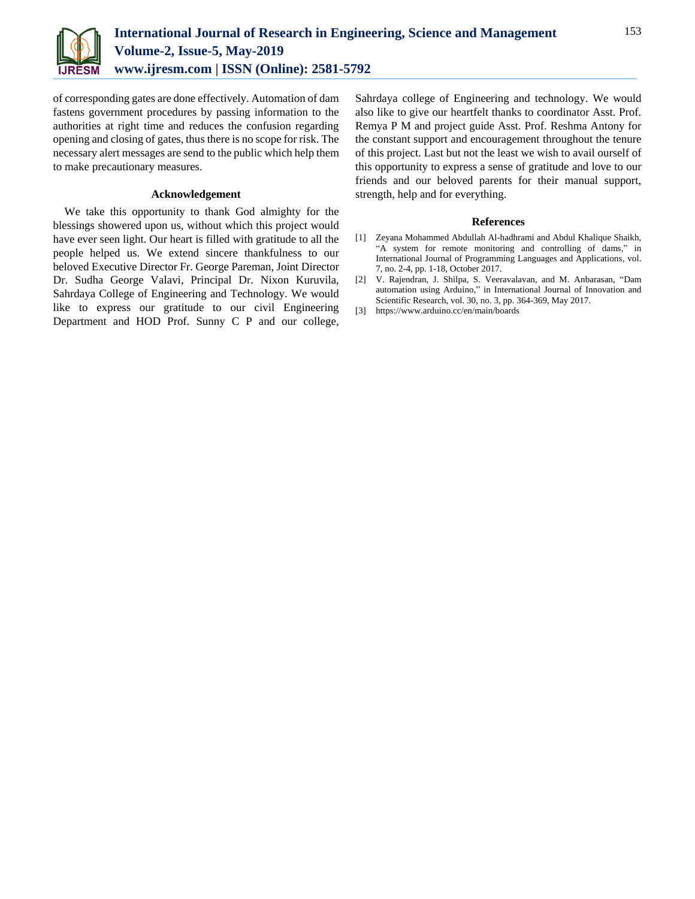of corresponding gates are done effectively. Automation of dam fastens government procedures by passing information to the authorities at right time and reduces the confusion regarding opening and closing of gates, thus there is no scope for risk. The necessary alert messages are send to the public which help them to make precautionary measures.

## Acknowledgement

We take this opportunity to thank God almighty for the blessings showered upon us, without which this project would have ever seen light. Our heart is filled with gratitude to all the people helped us. We extend sincere thankfulness to our beloved Executive Director Fr. George Pareman, Joint Director Dr. Sudha George Valavi, Principal Dr. Nixon Kuruvila, Sahrdaya College of Engineering and Technology. We would like to express our gratitude to our civil Engineering Department and HOD Prof. Sunny C P and our college, Sahrdaya college of Engineering and technology. We would also like to give our heartfelt thanks to coordinator Asst. Prof. Remya P M and project guide Asst. Prof. Reshma Antony for the constant support and encouragement throughout the tenure of this project. Last but not the least we wish to avail ourself of this opportunity to express a sense of gratitude and love to our friends and our beloved parents for their manual support, strength, help and for everything.

## References

[1] Zeyana Mohammed Abdullah Al-hadhrami and Abdul Khalique Shaikh, "A system for remote monitoring and controlling of dams," in International Journal of Programming Languages and Applications, vol. 7, no. 2-4, pp. 1-18, October 2017.

[2] V. Rajendran, J. Shilpa, S. Veeravalavan, and M. Anbarasan, "Dam automation using Arduino," in International Journal of Innovation and Scientific Research, vol. 30, no. 3, pp. 364-369, May 2017.

[3] https://www.arduino.cc/en/main/boards